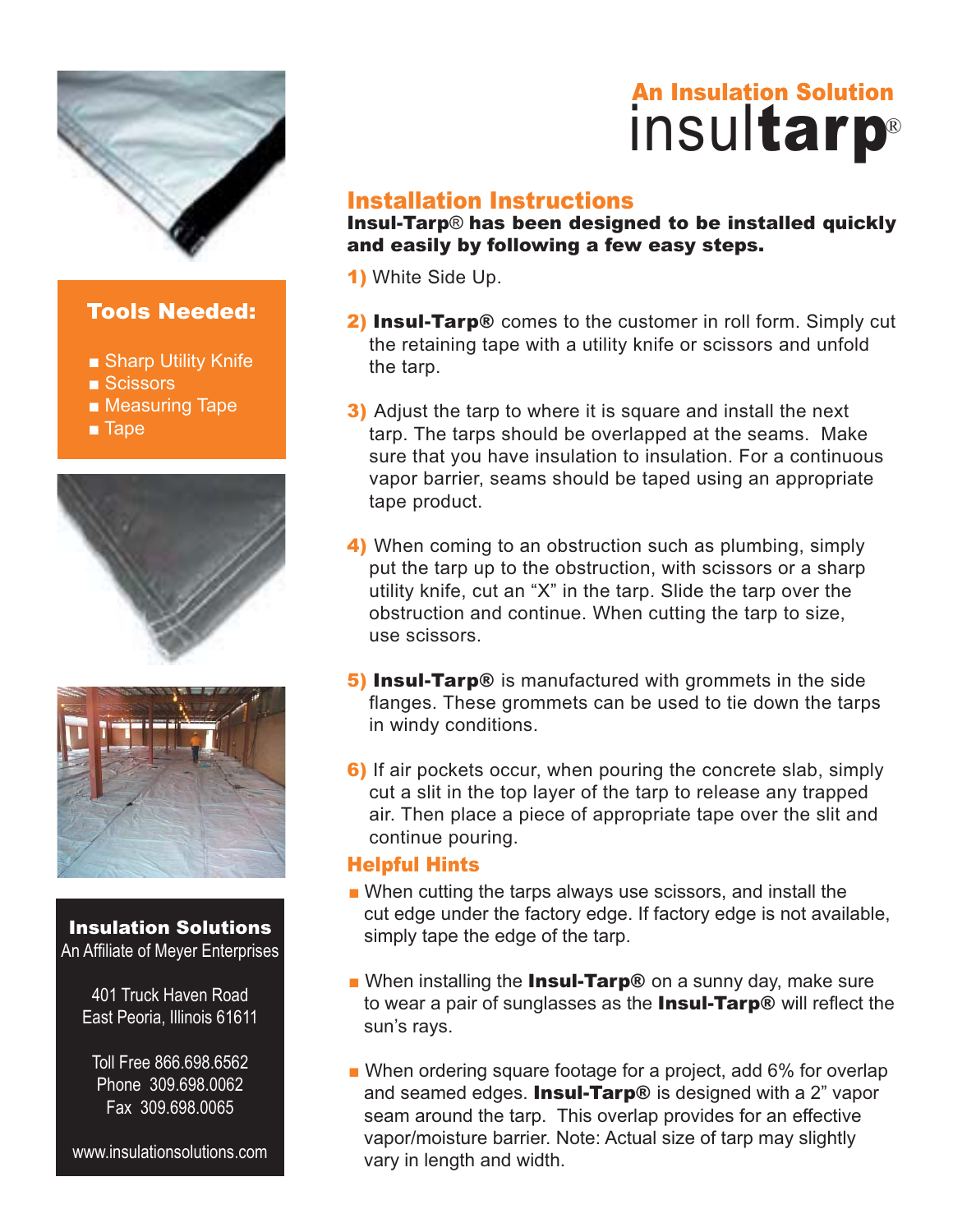An Insulation Solution

# insultarp®

## Installation Instructions

**Insul-Tarp® has been designed to be installed quickly and easily by following a few easy steps.**

**1)** White Side Up.

**2)** **Insul-Tarp®** comes to the customer in roll form. Simply cut the retaining tape with a utility knife or scissors and unfold the tarp.

**3)** Adjust the tarp to where it is square and install the next tarp. The tarps should be overlapped at the seams. Make sure that you have insulation to insulation. For a continuous vapor barrier, seams should be taped using an appropriate tape product.

**4)** When coming to an obstruction such as plumbing, simply put the tarp up to the obstruction, with scissors or a sharp utility knife, cut an "X" in the tarp. Slide the tarp over the obstruction and continue. When cutting the tarp to size, use scissors.

**5)** **Insul-Tarp®** is manufactured with grommets in the side flanges. These grommets can be used to tie down the tarps in windy conditions.

**6)** If air pockets occur, when pouring the concrete slab, simply cut a slit in the top layer of the tarp to release any trapped air. Then place a piece of appropriate tape over the slit and continue pouring.

### Helpful Hints

- When cutting the tarps always use scissors, and install the cut edge under the factory edge. If factory edge is not available, simply tape the edge of the tarp.
- When installing the **Insul-Tarp®** on a sunny day, make sure to wear a pair of sunglasses as the **Insul-Tarp®** will reflect the sun's rays.
- When ordering square footage for a project, add 6% for overlap and seamed edges. **Insul-Tarp®** is designed with a 2" vapor seam around the tarp. This overlap provides for an effective vapor/moisture barrier. Note: Actual size of tarp may slightly vary in length and width.

### Tools Needed:

- Sharp Utility Knife
- Scissors
- Measuring Tape
- Tape

**Insulation Solutions**
An Affiliate of Meyer Enterprises

401 Truck Haven Road
East Peoria, Illinois 61611

Toll Free 866.698.6562
Phone 309.698.0062
Fax 309.698.0065

www.insulationsolutions.com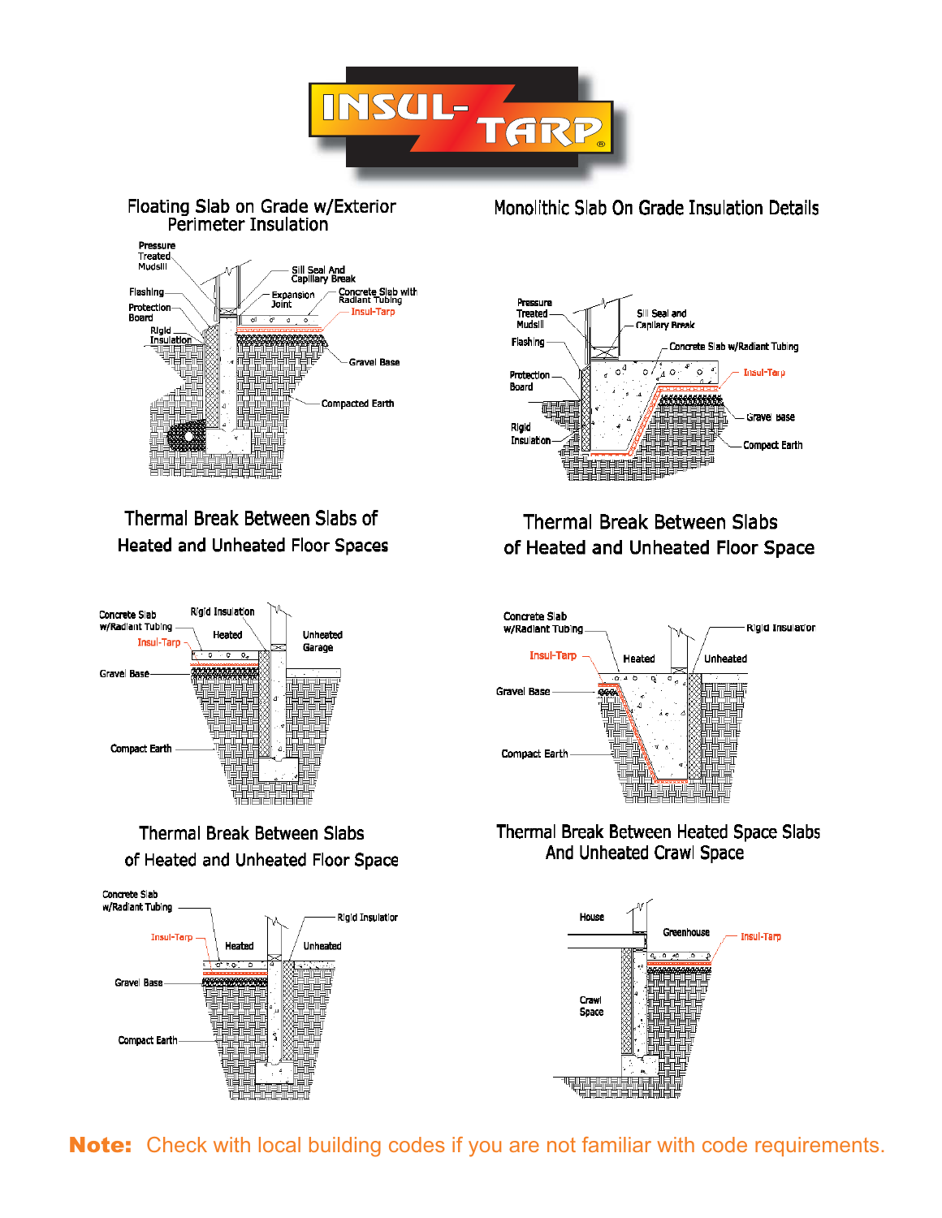INSUL-TARP®

## Floating Slab on Grade w/Exterior Perimeter Insulation

Pressure Treated Mudsill

Sill Seal And Capillary Break

Flashing

Expansion Joint

Concrete Slab with Radiant Tubing

Protection Board

Insul-Tarp

Rigid Insulation

Gravel Base

Compacted Earth

## Monolithic Slab On Grade Insulation Details

Pressure Treated Mudsill

Sill Seal and Capillary Break

Flashing

Concrete Slab w/Radiant Tubing

Insul-Tarp

Protection Board

Gravel Base

Rigid Insulation

Compact Earth

## Thermal Break Between Slabs of Heated and Unheated Floor Spaces

Concrete Slab w/Radiant Tubing

Rigid Insulation

Heated

Unheated Garage

Insul-Tarp

Gravel Base

Compact Earth

## Thermal Break Between Slabs of Heated and Unheated Floor Space

Concrete Slab w/Radiant Tubing

Rigid Insulation

Insul-Tarp

Heated

Unheated

Gravel Base

Compact Earth

## Thermal Break Between Slabs of Heated and Unheated Floor Space

Concrete Slab w/Radiant Tubing

Rigid Insulation

Insul-Tarp

Heated

Unheated

Gravel Base

Compact Earth

## Thermal Break Between Heated Space Slabs And Unheated Crawl Space

House

Greenhouse

Insul-Tarp

Crawl Space

**Note:** Check with local building codes if you are not familiar with code requirements.